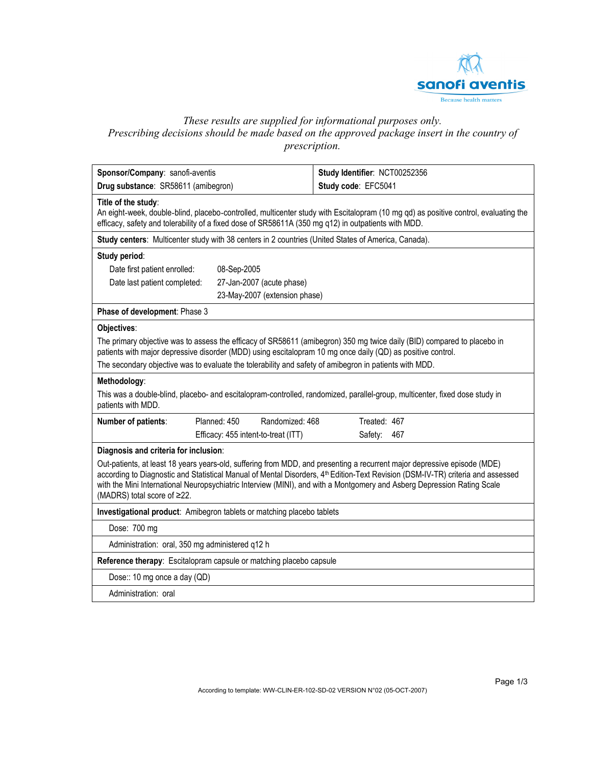*These results are supplied for informational purposes only.*
*Prescribing decisions should be made based on the approved package insert in the country of prescription.*

| **Sponsor/Company**: sanofi-aventis | **Study Identifier**: NCT00252356 |
|---|---|
| **Drug substance**: SR58611 (amibegron) | **Study code**: EFC5041 |

**Title of the study**:
An eight-week, double-blind, placebo-controlled, multicenter study with Escitalopram (10 mg qd) as positive control, evaluating the efficacy, safety and tolerability of a fixed dose of SR58611A (350 mg q12) in outpatients with MDD.

**Study centers**: Multicenter study with 38 centers in 2 countries (United States of America, Canada).

**Study period**:

| | |
|---|---|
| Date first patient enrolled: | 08-Sep-2005 |
| Date last patient completed: | 27-Jan-2007 (acute phase) |
| | 23-May-2007 (extension phase) |

**Phase of development**: Phase 3

**Objectives**:

The primary objective was to assess the efficacy of SR58611 (amibegron) 350 mg twice daily (BID) compared to placebo in patients with major depressive disorder (MDD) using escitalopram 10 mg once daily (QD) as positive control.

The secondary objective was to evaluate the tolerability and safety of amibegron in patients with MDD.

**Methodology**:

This was a double-blind, placebo- and escitalopram-controlled, randomized, parallel-group, multicenter, fixed dose study in patients with MDD.

| **Number of patients**: | Planned: 450 | Randomized: 468 | Treated: 467 |
|---|---|---|---|
| | Efficacy: 455 intent-to-treat (ITT) | | Safety: 467 |

**Diagnosis and criteria for inclusion**:

Out-patients, at least 18 years years-old, suffering from MDD, and presenting a recurrent major depressive episode (MDE) according to Diagnostic and Statistical Manual of Mental Disorders, 4th Edition-Text Revision (DSM-IV-TR) criteria and assessed with the Mini International Neuropsychiatric Interview (MINI), and with a Montgomery and Asberg Depression Rating Scale (MADRS) total score of ≥22.

**Investigational product**: Amibegron tablets or matching placebo tablets

Dose: 700 mg

Administration: oral, 350 mg administered q12 h

**Reference therapy**: Escitalopram capsule or matching placebo capsule

Dose:: 10 mg once a day (QD)

Administration: oral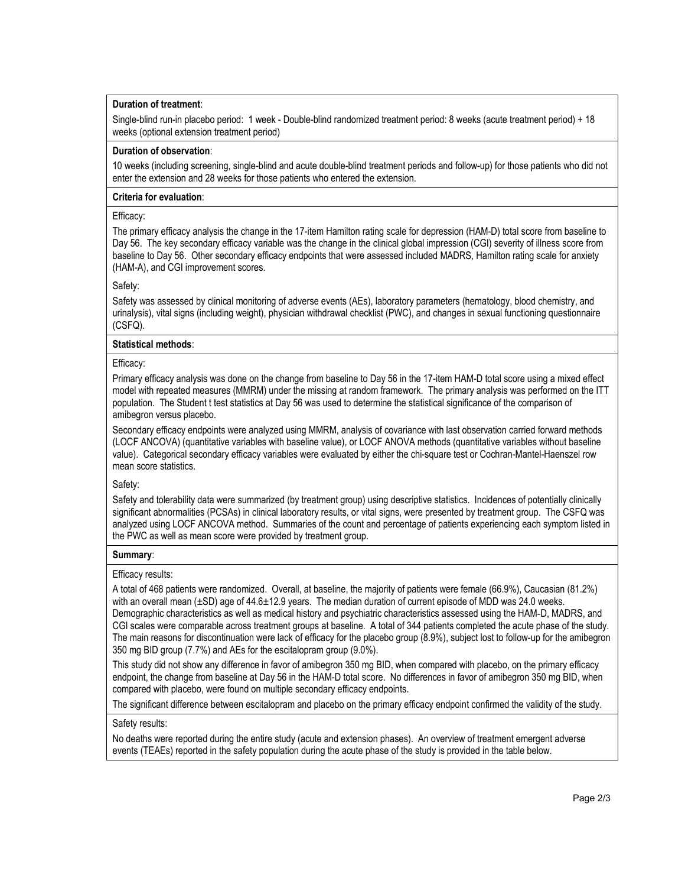**Duration of treatment**:

Single-blind run-in placebo period: 1 week - Double-blind randomized treatment period: 8 weeks (acute treatment period) + 18 weeks (optional extension treatment period)

**Duration of observation**:

10 weeks (including screening, single-blind and acute double-blind treatment periods and follow-up) for those patients who did not enter the extension and 28 weeks for those patients who entered the extension.

**Criteria for evaluation**:

Efficacy:

The primary efficacy analysis the change in the 17-item Hamilton rating scale for depression (HAM-D) total score from baseline to Day 56. The key secondary efficacy variable was the change in the clinical global impression (CGI) severity of illness score from baseline to Day 56. Other secondary efficacy endpoints that were assessed included MADRS, Hamilton rating scale for anxiety (HAM-A), and CGI improvement scores.

Safety:

Safety was assessed by clinical monitoring of adverse events (AEs), laboratory parameters (hematology, blood chemistry, and urinalysis), vital signs (including weight), physician withdrawal checklist (PWC), and changes in sexual functioning questionnaire (CSFQ).

**Statistical methods**:

Efficacy:

Primary efficacy analysis was done on the change from baseline to Day 56 in the 17-item HAM-D total score using a mixed effect model with repeated measures (MMRM) under the missing at random framework. The primary analysis was performed on the ITT population. The Student t test statistics at Day 56 was used to determine the statistical significance of the comparison of amibegron versus placebo.

Secondary efficacy endpoints were analyzed using MMRM, analysis of covariance with last observation carried forward methods (LOCF ANCOVA) (quantitative variables with baseline value), or LOCF ANOVA methods (quantitative variables without baseline value). Categorical secondary efficacy variables were evaluated by either the chi-square test or Cochran-Mantel-Haenszel row mean score statistics.

Safety:

Safety and tolerability data were summarized (by treatment group) using descriptive statistics. Incidences of potentially clinically significant abnormalities (PCSAs) in clinical laboratory results, or vital signs, were presented by treatment group. The CSFQ was analyzed using LOCF ANCOVA method. Summaries of the count and percentage of patients experiencing each symptom listed in the PWC as well as mean score were provided by treatment group.

**Summary**:

Efficacy results:

A total of 468 patients were randomized. Overall, at baseline, the majority of patients were female (66.9%), Caucasian (81.2%) with an overall mean (±SD) age of 44.6±12.9 years. The median duration of current episode of MDD was 24.0 weeks. Demographic characteristics as well as medical history and psychiatric characteristics assessed using the HAM-D, MADRS, and CGI scales were comparable across treatment groups at baseline. A total of 344 patients completed the acute phase of the study. The main reasons for discontinuation were lack of efficacy for the placebo group (8.9%), subject lost to follow-up for the amibegron 350 mg BID group (7.7%) and AEs for the escitalopram group (9.0%).

This study did not show any difference in favor of amibegron 350 mg BID, when compared with placebo, on the primary efficacy endpoint, the change from baseline at Day 56 in the HAM-D total score. No differences in favor of amibegron 350 mg BID, when compared with placebo, were found on multiple secondary efficacy endpoints.

The significant difference between escitalopram and placebo on the primary efficacy endpoint confirmed the validity of the study.

Safety results:

No deaths were reported during the entire study (acute and extension phases). An overview of treatment emergent adverse events (TEAEs) reported in the safety population during the acute phase of the study is provided in the table below.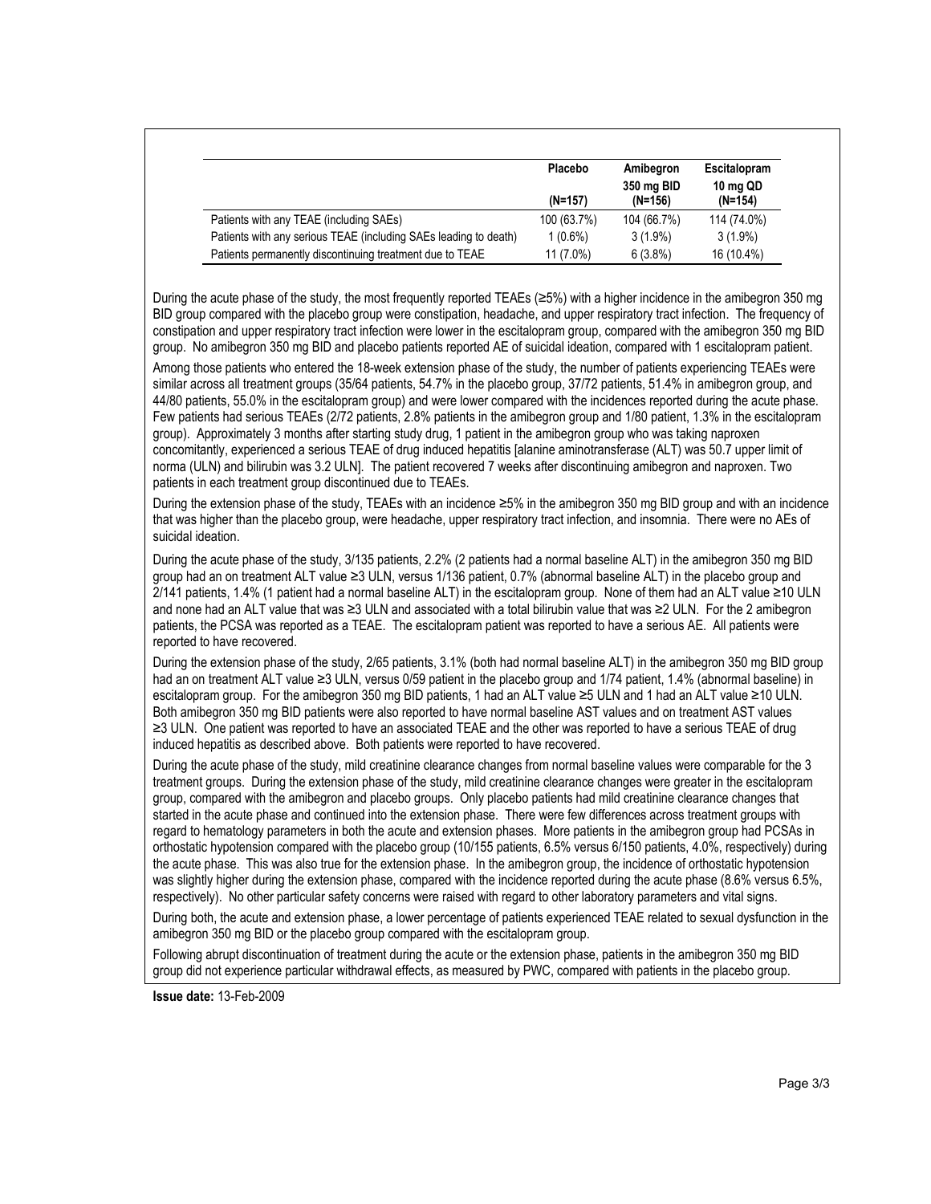| | Placebo (N=157) | Amibegron 350 mg BID (N=156) | Escitalopram 10 mg QD (N=154) |
|---|---|---|---|
| Patients with any TEAE (including SAEs) | 100 (63.7%) | 104 (66.7%) | 114 (74.0%) |
| Patients with any serious TEAE (including SAEs leading to death) | 1 (0.6%) | 3 (1.9%) | 3 (1.9%) |
| Patients permanently discontinuing treatment due to TEAE | 11 (7.0%) | 6 (3.8%) | 16 (10.4%) |

During the acute phase of the study, the most frequently reported TEAEs (≥5%) with a higher incidence in the amibegron 350 mg BID group compared with the placebo group were constipation, headache, and upper respiratory tract infection. The frequency of constipation and upper respiratory tract infection were lower in the escitalopram group, compared with the amibegron 350 mg BID group. No amibegron 350 mg BID and placebo patients reported AE of suicidal ideation, compared with 1 escitalopram patient.

Among those patients who entered the 18-week extension phase of the study, the number of patients experiencing TEAEs were similar across all treatment groups (35/64 patients, 54.7% in the placebo group, 37/72 patients, 51.4% in amibegron group, and 44/80 patients, 55.0% in the escitalopram group) and were lower compared with the incidences reported during the acute phase. Few patients had serious TEAEs (2/72 patients, 2.8% patients in the amibegron group and 1/80 patient, 1.3% in the escitalopram group). Approximately 3 months after starting study drug, 1 patient in the amibegron group who was taking naproxen concomitantly, experienced a serious TEAE of drug induced hepatitis [alanine aminotransferase (ALT) was 50.7 upper limit of norma (ULN) and bilirubin was 3.2 ULN]. The patient recovered 7 weeks after discontinuing amibegron and naproxen. Two patients in each treatment group discontinued due to TEAEs.

During the extension phase of the study, TEAEs with an incidence ≥5% in the amibegron 350 mg BID group and with an incidence that was higher than the placebo group, were headache, upper respiratory tract infection, and insomnia. There were no AEs of suicidal ideation.

During the acute phase of the study, 3/135 patients, 2.2% (2 patients had a normal baseline ALT) in the amibegron 350 mg BID group had an on treatment ALT value ≥3 ULN, versus 1/136 patient, 0.7% (abnormal baseline ALT) in the placebo group and 2/141 patients, 1.4% (1 patient had a normal baseline ALT) in the escitalopram group. None of them had an ALT value ≥10 ULN and none had an ALT value that was ≥3 ULN and associated with a total bilirubin value that was ≥2 ULN. For the 2 amibegron patients, the PCSA was reported as a TEAE. The escitalopram patient was reported to have a serious AE. All patients were reported to have recovered.

During the extension phase of the study, 2/65 patients, 3.1% (both had normal baseline ALT) in the amibegron 350 mg BID group had an on treatment ALT value ≥3 ULN, versus 0/59 patient in the placebo group and 1/74 patient, 1.4% (abnormal baseline) in escitalopram group. For the amibegron 350 mg BID patients, 1 had an ALT value ≥5 ULN and 1 had an ALT value ≥10 ULN. Both amibegron 350 mg BID patients were also reported to have normal baseline AST values and on treatment AST values ≥3 ULN. One patient was reported to have an associated TEAE and the other was reported to have a serious TEAE of drug induced hepatitis as described above. Both patients were reported to have recovered.

During the acute phase of the study, mild creatinine clearance changes from normal baseline values were comparable for the 3 treatment groups. During the extension phase of the study, mild creatinine clearance changes were greater in the escitalopram group, compared with the amibegron and placebo groups. Only placebo patients had mild creatinine clearance changes that started in the acute phase and continued into the extension phase. There were few differences across treatment groups with regard to hematology parameters in both the acute and extension phases. More patients in the amibegron group had PCSAs in orthostatic hypotension compared with the placebo group (10/155 patients, 6.5% versus 6/150 patients, 4.0%, respectively) during the acute phase. This was also true for the extension phase. In the amibegron group, the incidence of orthostatic hypotension was slightly higher during the extension phase, compared with the incidence reported during the acute phase (8.6% versus 6.5%, respectively). No other particular safety concerns were raised with regard to other laboratory parameters and vital signs.

During both, the acute and extension phase, a lower percentage of patients experienced TEAE related to sexual dysfunction in the amibegron 350 mg BID or the placebo group compared with the escitalopram group.

Following abrupt discontinuation of treatment during the acute or the extension phase, patients in the amibegron 350 mg BID group did not experience particular withdrawal effects, as measured by PWC, compared with patients in the placebo group.

**Issue date:** 13-Feb-2009